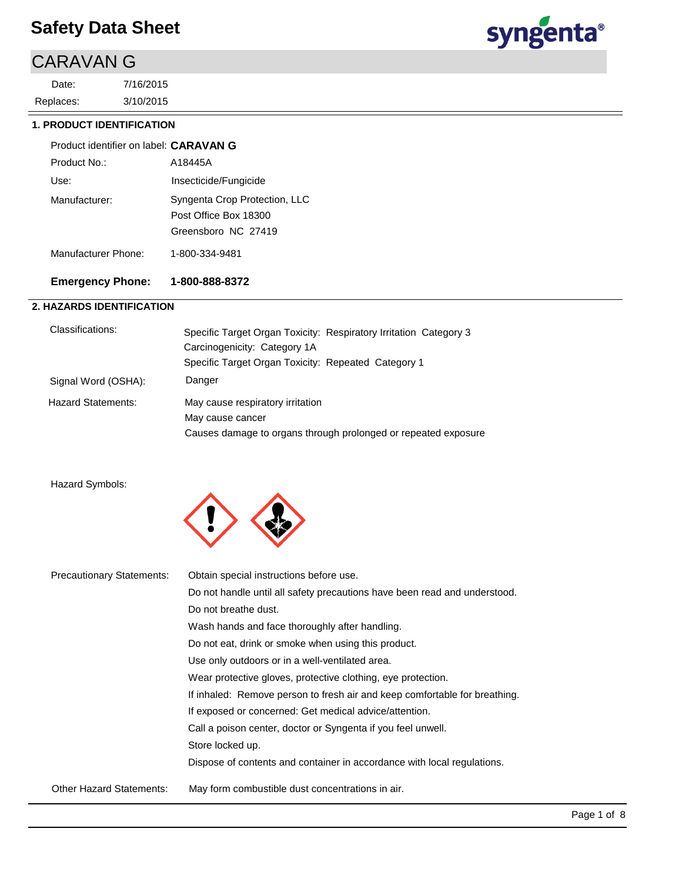# Safety Data Sheet

## CARAVAN G

Date: 7/16/2015

Replaces: 3/10/2015

### 1. PRODUCT IDENTIFICATION

Product identifier on label: **CARAVAN G**

Product No.: A18445A

Use: Insecticide/Fungicide

Manufacturer: Syngenta Crop Protection, LLC
Post Office Box 18300
Greensboro NC 27419

Manufacturer Phone: 1-800-334-9481

**Emergency Phone: 1-800-888-8372**

### 2. HAZARDS IDENTIFICATION

Classifications:
Specific Target Organ Toxicity: Respiratory Irritation Category 3
Carcinogenicity: Category 1A
Specific Target Organ Toxicity: Repeated Category 1

Signal Word (OSHA): Danger

Hazard Statements:
May cause respiratory irritation
May cause cancer
Causes damage to organs through prolonged or repeated exposure

Hazard Symbols:

Precautionary Statements:
Obtain special instructions before use.
Do not handle until all safety precautions have been read and understood.
Do not breathe dust.
Wash hands and face thoroughly after handling.
Do not eat, drink or smoke when using this product.
Use only outdoors or in a well-ventilated area.
Wear protective gloves, protective clothing, eye protection.
If inhaled: Remove person to fresh air and keep comfortable for breathing.
If exposed or concerned: Get medical advice/attention.
Call a poison center, doctor or Syngenta if you feel unwell.
Store locked up.
Dispose of contents and container in accordance with local regulations.

Other Hazard Statements: May form combustible dust concentrations in air.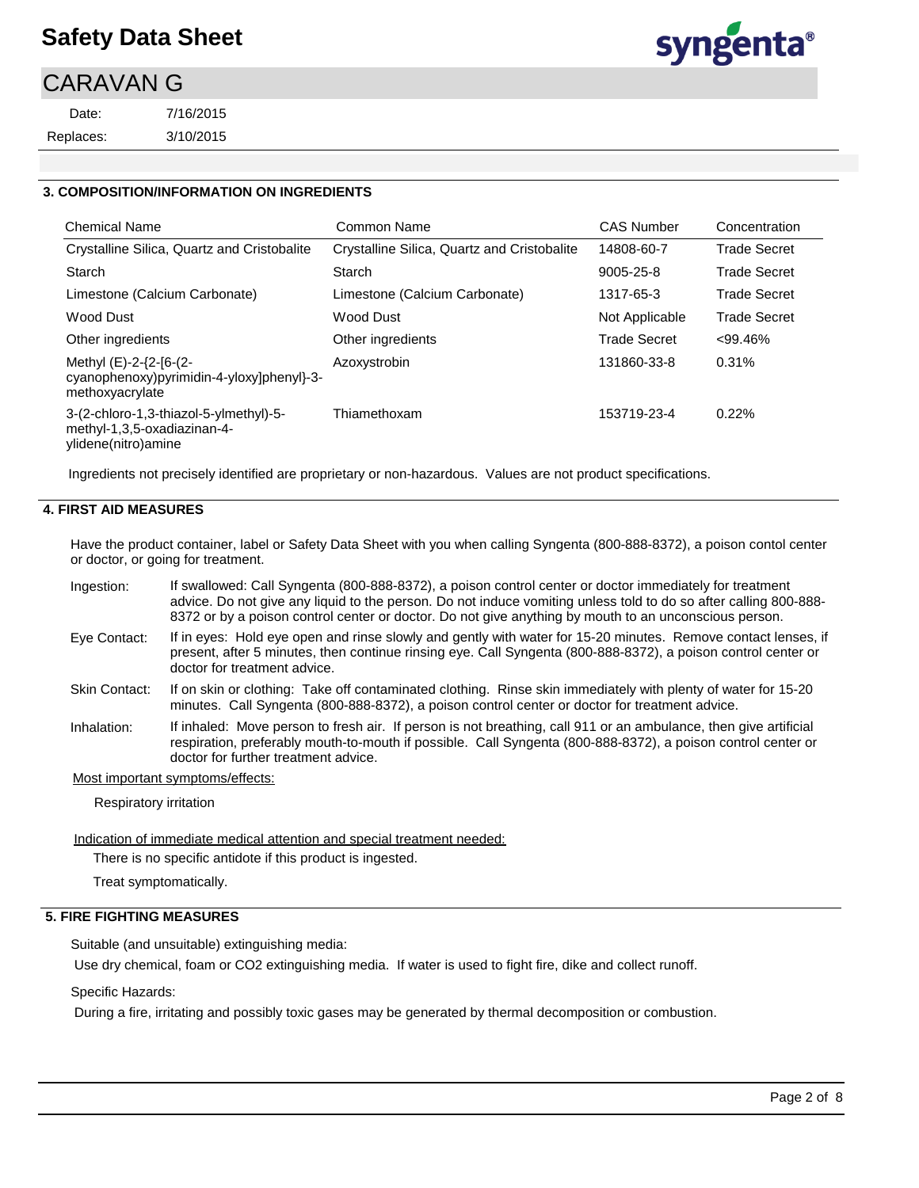## 3. COMPOSITION/INFORMATION ON INGREDIENTS

| Chemical Name | Common Name | CAS Number | Concentration |
|---|---|---|---|
| Crystalline Silica, Quartz and Cristobalite | Crystalline Silica, Quartz and Cristobalite | 14808-60-7 | Trade Secret |
| Starch | Starch | 9005-25-8 | Trade Secret |
| Limestone (Calcium Carbonate) | Limestone (Calcium Carbonate) | 1317-65-3 | Trade Secret |
| Wood Dust | Wood Dust | Not Applicable | Trade Secret |
| Other ingredients | Other ingredients | Trade Secret | <99.46% |
| Methyl (E)-2-{2-[6-(2-cyanophenoxy)pyrimidin-4-yloxy]phenyl}-3-methoxyacrylate | Azoxystrobin | 131860-33-8 | 0.31% |
| 3-(2-chloro-1,3-thiazol-5-ylmethyl)-5-methyl-1,3,5-oxadiazinan-4-ylidene(nitro)amine | Thiamethoxam | 153719-23-4 | 0.22% |

Ingredients not precisely identified are proprietary or non-hazardous. Values are not product specifications.

## 4. FIRST AID MEASURES

Have the product container, label or Safety Data Sheet with you when calling Syngenta (800-888-8372), a poison contol center or doctor, or going for treatment.

**Ingestion:** If swallowed: Call Syngenta (800-888-8372), a poison control center or doctor immediately for treatment advice. Do not give any liquid to the person. Do not induce vomiting unless told to do so after calling 800-888-8372 or by a poison control center or doctor. Do not give anything by mouth to an unconscious person.

**Eye Contact:** If in eyes: Hold eye open and rinse slowly and gently with water for 15-20 minutes. Remove contact lenses, if present, after 5 minutes, then continue rinsing eye. Call Syngenta (800-888-8372), a poison control center or doctor for treatment advice.

**Skin Contact:** If on skin or clothing: Take off contaminated clothing. Rinse skin immediately with plenty of water for 15-20 minutes. Call Syngenta (800-888-8372), a poison control center or doctor for treatment advice.

**Inhalation:** If inhaled: Move person to fresh air. If person is not breathing, call 911 or an ambulance, then give artificial respiration, preferably mouth-to-mouth if possible. Call Syngenta (800-888-8372), a poison control center or doctor for further treatment advice.

Most important symptoms/effects:

Respiratory irritation

Indication of immediate medical attention and special treatment needed:

There is no specific antidote if this product is ingested.

Treat symptomatically.

## 5. FIRE FIGHTING MEASURES

Suitable (and unsuitable) extinguishing media:

Use dry chemical, foam or CO2 extinguishing media. If water is used to fight fire, dike and collect runoff.

Specific Hazards:

During a fire, irritating and possibly toxic gases may be generated by thermal decomposition or combustion.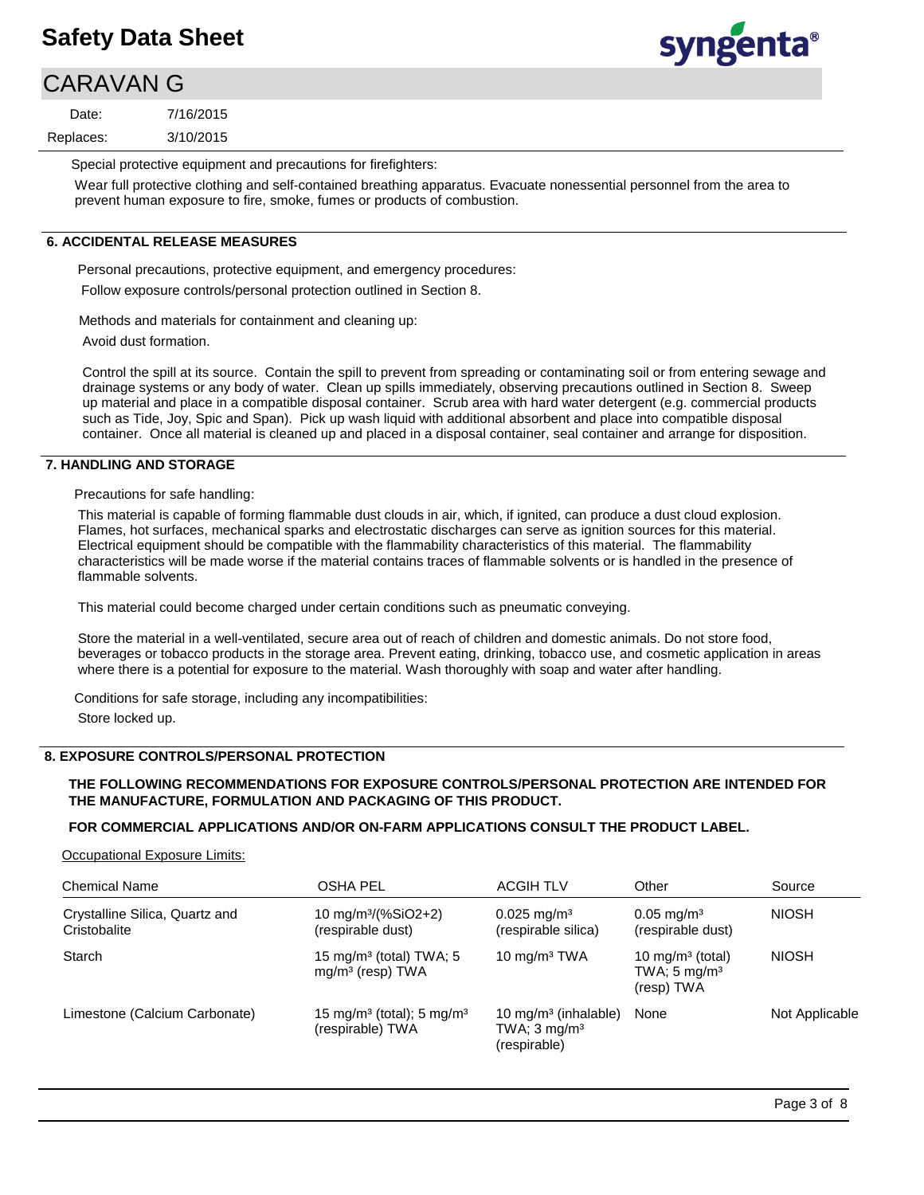Special protective equipment and precautions for firefighters:

Wear full protective clothing and self-contained breathing apparatus. Evacuate nonessential personnel from the area to prevent human exposure to fire, smoke, fumes or products of combustion.

## 6. ACCIDENTAL RELEASE MEASURES

Personal precautions, protective equipment, and emergency procedures:

Follow exposure controls/personal protection outlined in Section 8.

Methods and materials for containment and cleaning up:

Avoid dust formation.

Control the spill at its source. Contain the spill to prevent from spreading or contaminating soil or from entering sewage and drainage systems or any body of water. Clean up spills immediately, observing precautions outlined in Section 8. Sweep up material and place in a compatible disposal container. Scrub area with hard water detergent (e.g. commercial products such as Tide, Joy, Spic and Span). Pick up wash liquid with additional absorbent and place into compatible disposal container. Once all material is cleaned up and placed in a disposal container, seal container and arrange for disposition.

## 7. HANDLING AND STORAGE

Precautions for safe handling:

This material is capable of forming flammable dust clouds in air, which, if ignited, can produce a dust cloud explosion. Flames, hot surfaces, mechanical sparks and electrostatic discharges can serve as ignition sources for this material. Electrical equipment should be compatible with the flammability characteristics of this material. The flammability characteristics will be made worse if the material contains traces of flammable solvents or is handled in the presence of flammable solvents.

This material could become charged under certain conditions such as pneumatic conveying.

Store the material in a well-ventilated, secure area out of reach of children and domestic animals. Do not store food, beverages or tobacco products in the storage area. Prevent eating, drinking, tobacco use, and cosmetic application in areas where there is a potential for exposure to the material. Wash thoroughly with soap and water after handling.

Conditions for safe storage, including any incompatibilities:

Store locked up.

## 8. EXPOSURE CONTROLS/PERSONAL PROTECTION

**THE FOLLOWING RECOMMENDATIONS FOR EXPOSURE CONTROLS/PERSONAL PROTECTION ARE INTENDED FOR THE MANUFACTURE, FORMULATION AND PACKAGING OF THIS PRODUCT.**

**FOR COMMERCIAL APPLICATIONS AND/OR ON-FARM APPLICATIONS CONSULT THE PRODUCT LABEL.**

Occupational Exposure Limits:

| Chemical Name | OSHA PEL | ACGIH TLV | Other | Source |
|---|---|---|---|---|
| Crystalline Silica, Quartz and Cristobalite | 10 mg/m³/(%SiO2+2) (respirable dust) | 0.025 mg/m³ (respirable silica) | 0.05 mg/m³ (respirable dust) | NIOSH |
| Starch | 15 mg/m³ (total) TWA; 5 mg/m³ (resp) TWA | 10 mg/m³ TWA | 10 mg/m³ (total) TWA; 5 mg/m³ (resp) TWA | NIOSH |
| Limestone (Calcium Carbonate) | 15 mg/m³ (total); 5 mg/m³ (respirable) TWA | 10 mg/m³ (inhalable) TWA; 3 mg/m³ (respirable) | None | Not Applicable |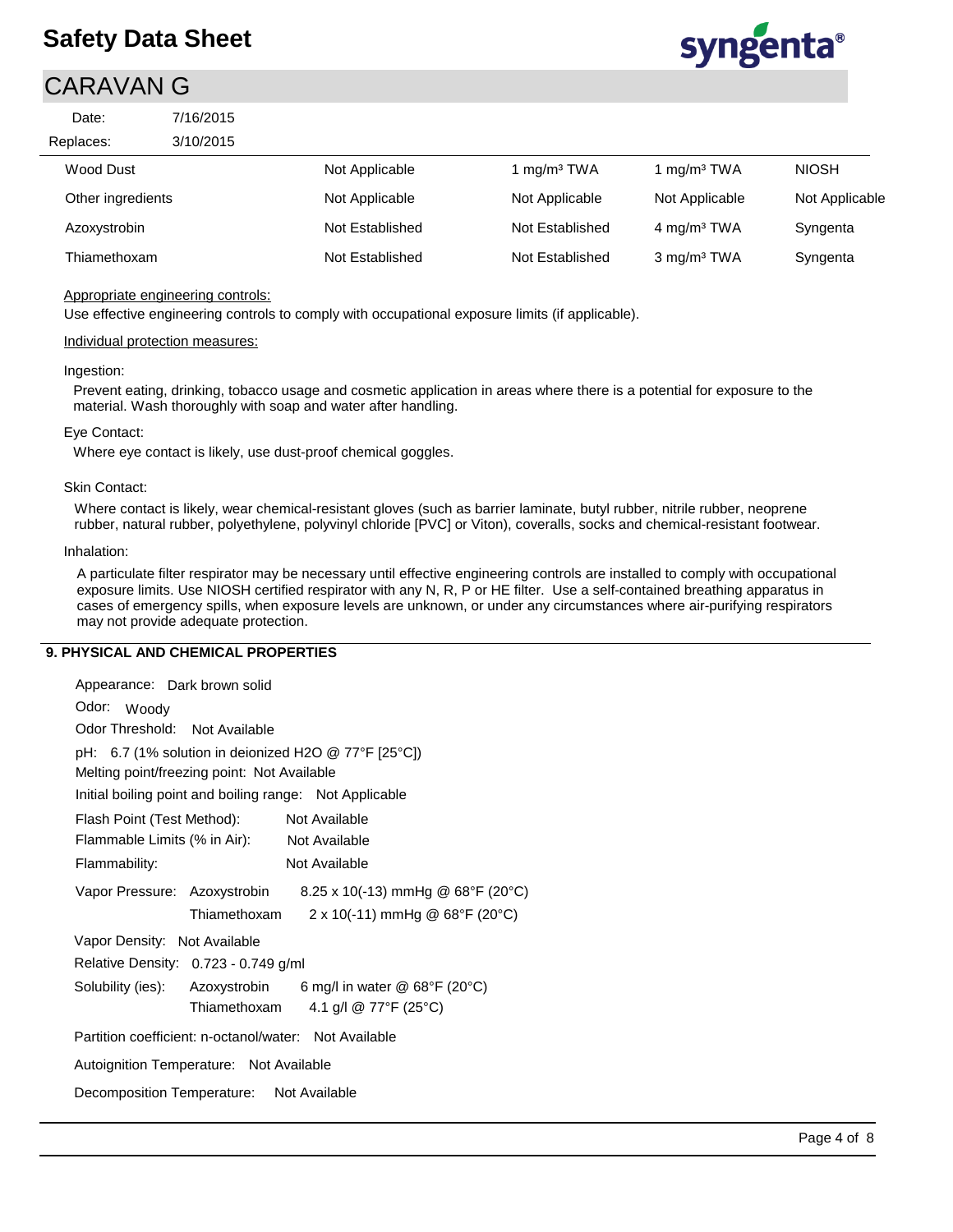| Wood Dust | Not Applicable | 1 mg/m³ TWA | 1 mg/m³ TWA | NIOSH |
|---|---|---|---|---|
| Other ingredients | Not Applicable | Not Applicable | Not Applicable | Not Applicable |
| Azoxystrobin | Not Established | Not Established | 4 mg/m³ TWA | Syngenta |
| Thiamethoxam | Not Established | Not Established | 3 mg/m³ TWA | Syngenta |

Appropriate engineering controls:

Use effective engineering controls to comply with occupational exposure limits (if applicable).

Individual protection measures:

Ingestion:

Prevent eating, drinking, tobacco usage and cosmetic application in areas where there is a potential for exposure to the material. Wash thoroughly with soap and water after handling.

Eye Contact:

Where eye contact is likely, use dust-proof chemical goggles.

Skin Contact:

Where contact is likely, wear chemical-resistant gloves (such as barrier laminate, butyl rubber, nitrile rubber, neoprene rubber, natural rubber, polyethylene, polyvinyl chloride [PVC] or Viton), coveralls, socks and chemical-resistant footwear.

Inhalation:

A particulate filter respirator may be necessary until effective engineering controls are installed to comply with occupational exposure limits. Use NIOSH certified respirator with any N, R, P or HE filter. Use a self-contained breathing apparatus in cases of emergency spills, when exposure levels are unknown, or under any circumstances where air-purifying respirators may not provide adequate protection.

## 9. PHYSICAL AND CHEMICAL PROPERTIES

Appearance: Dark brown solid

Odor: Woody

Odor Threshold: Not Available

pH: 6.7 (1% solution in deionized $H_2O$ @ 77°F [25°C])

Melting point/freezing point: Not Available

Initial boiling point and boiling range: Not Applicable

Flash Point (Test Method): Not Available

Flammable Limits (% in Air): Not Available

Flammability: Not Available

Vapor Pressure: Azoxystrobin 8.25 x 10(-13) mmHg @ 68°F (20°C)
Thiamethoxam 2 x 10(-11) mmHg @ 68°F (20°C)

Vapor Density: Not Available

Relative Density: 0.723 - 0.749 g/ml

Solubility (ies): Azoxystrobin 6 mg/l in water @ 68°F (20°C)
Thiamethoxam 4.1 g/l @ 77°F (25°C)

Partition coefficient: n-octanol/water: Not Available

Autoignition Temperature: Not Available

Decomposition Temperature: Not Available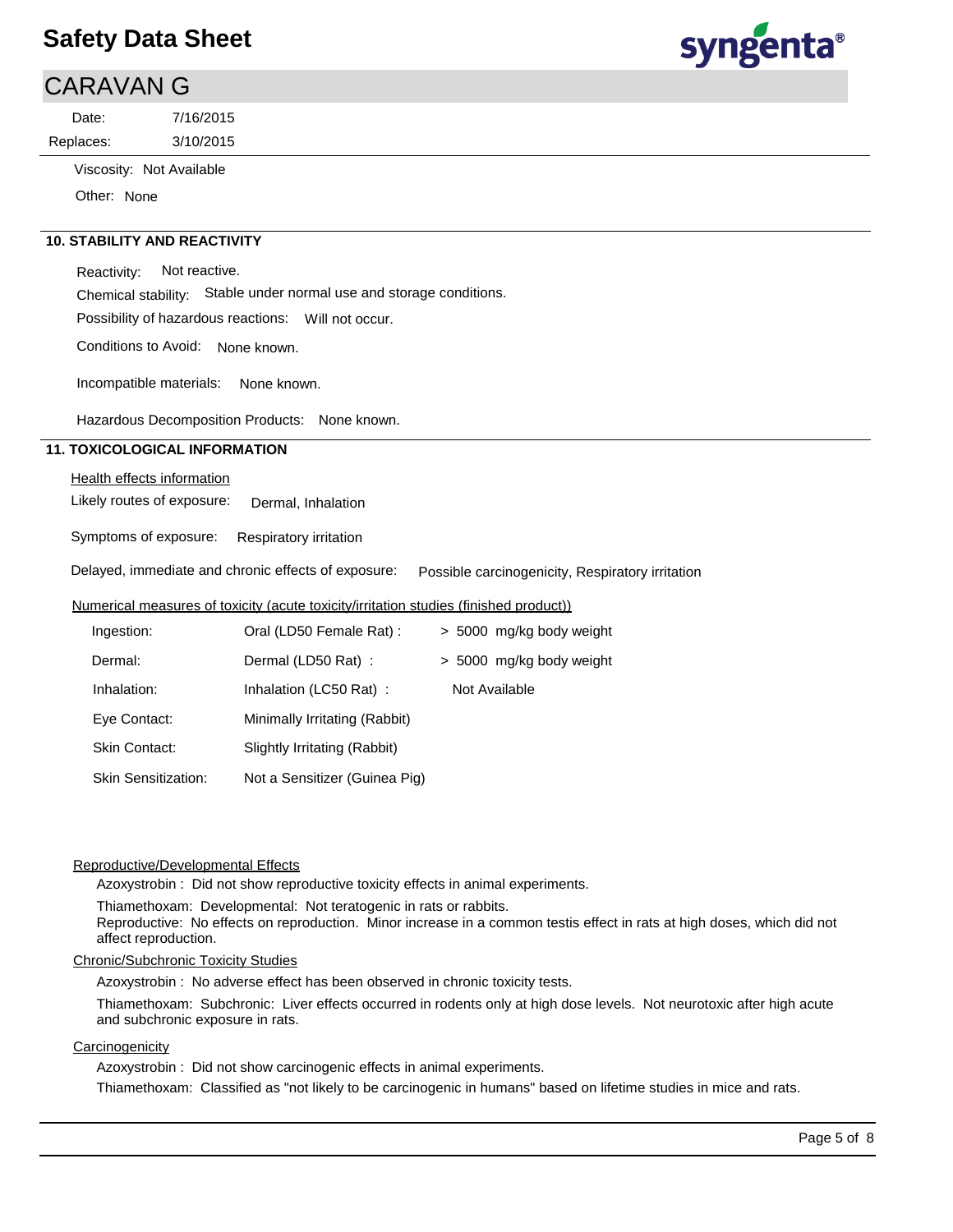Viscosity: Not Available

Other: None

## 10. STABILITY AND REACTIVITY

Reactivity: Not reactive.

Chemical stability: Stable under normal use and storage conditions.

Possibility of hazardous reactions: Will not occur.

Conditions to Avoid: None known.

Incompatible materials: None known.

Hazardous Decomposition Products: None known.

## 11. TOXICOLOGICAL INFORMATION

Health effects information

Likely routes of exposure: Dermal, Inhalation

Symptoms of exposure: Respiratory irritation

Delayed, immediate and chronic effects of exposure: Possible carcinogenicity, Respiratory irritation

Numerical measures of toxicity (acute toxicity/irritation studies (finished product))

| | | |
|---|---|---|
| Ingestion: | Oral (LD50 Female Rat) : | > 5000 mg/kg body weight |
| Dermal: | Dermal (LD50 Rat) : | > 5000 mg/kg body weight |
| Inhalation: | Inhalation (LC50 Rat) : | Not Available |
| Eye Contact: | Minimally Irritating (Rabbit) | |
| Skin Contact: | Slightly Irritating (Rabbit) | |
| Skin Sensitization: | Not a Sensitizer (Guinea Pig) | |

Reproductive/Developmental Effects

Azoxystrobin : Did not show reproductive toxicity effects in animal experiments.

Thiamethoxam: Developmental: Not teratogenic in rats or rabbits.
Reproductive: No effects on reproduction. Minor increase in a common testis effect in rats at high doses, which did not affect reproduction.

Chronic/Subchronic Toxicity Studies

Azoxystrobin : No adverse effect has been observed in chronic toxicity tests.

Thiamethoxam: Subchronic: Liver effects occurred in rodents only at high dose levels. Not neurotoxic after high acute and subchronic exposure in rats.

Carcinogenicity

Azoxystrobin : Did not show carcinogenic effects in animal experiments.

Thiamethoxam: Classified as "not likely to be carcinogenic in humans" based on lifetime studies in mice and rats.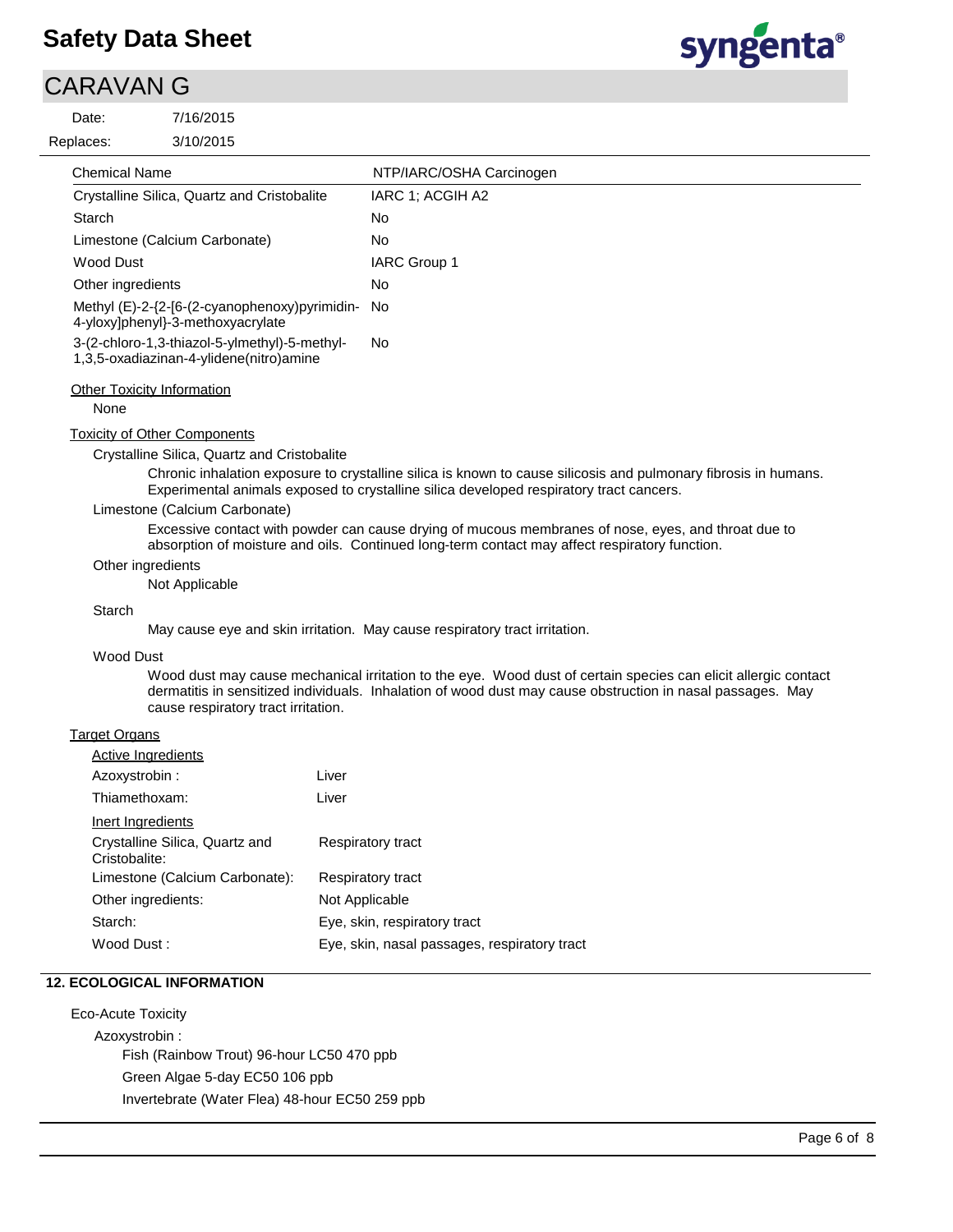| Chemical Name | NTP/IARC/OSHA Carcinogen |
|---|---|
| Crystalline Silica, Quartz and Cristobalite | IARC 1; ACGIH A2 |
| Starch | No |
| Limestone (Calcium Carbonate) | No |
| Wood Dust | IARC Group 1 |
| Other ingredients | No |
| Methyl (E)-2-{2-[6-(2-cyanophenoxy)pyrimidin-4-yloxy]phenyl}-3-methoxyacrylate | No |
| 3-(2-chloro-1,3-thiazol-5-ylmethyl)-5-methyl-1,3,5-oxadiazinan-4-ylidene(nitro)amine | No |

Other Toxicity Information

None

Toxicity of Other Components

Crystalline Silica, Quartz and Cristobalite

Chronic inhalation exposure to crystalline silica is known to cause silicosis and pulmonary fibrosis in humans. Experimental animals exposed to crystalline silica developed respiratory tract cancers.

Limestone (Calcium Carbonate)

Excessive contact with powder can cause drying of mucous membranes of nose, eyes, and throat due to absorption of moisture and oils. Continued long-term contact may affect respiratory function.

Other ingredients

Not Applicable

Starch

May cause eye and skin irritation. May cause respiratory tract irritation.

Wood Dust

Wood dust may cause mechanical irritation to the eye. Wood dust of certain species can elicit allergic contact dermatitis in sensitized individuals. Inhalation of wood dust may cause obstruction in nasal passages. May cause respiratory tract irritation.

Target Organs

Active Ingredients

| | |
|---|---|
| Azoxystrobin : | Liver |
| Thiamethoxam: | Liver |

Inert Ingredients

| | |
|---|---|
| Crystalline Silica, Quartz and Cristobalite: | Respiratory tract |
| Limestone (Calcium Carbonate): | Respiratory tract |
| Other ingredients: | Not Applicable |
| Starch: | Eye, skin, respiratory tract |
| Wood Dust : | Eye, skin, nasal passages, respiratory tract |

## 12. ECOLOGICAL INFORMATION

Eco-Acute Toxicity

Azoxystrobin :

Fish (Rainbow Trout) 96-hour LC50 470 ppb

Green Algae 5-day EC50 106 ppb

Invertebrate (Water Flea) 48-hour EC50 259 ppb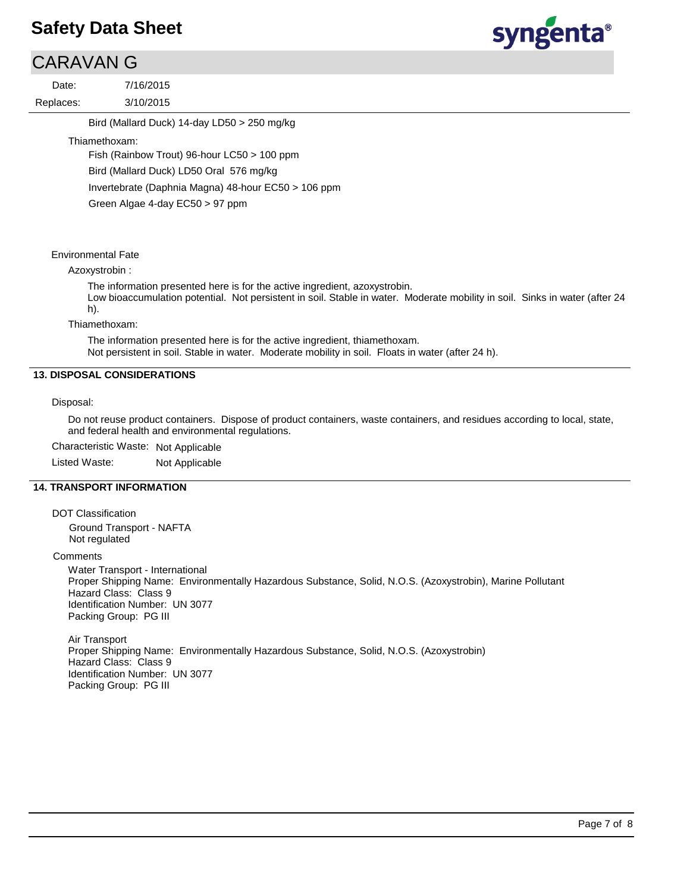Bird (Mallard Duck) 14-day LD50 > 250 mg/kg

Thiamethoxam:

Fish (Rainbow Trout) 96-hour LC50 > 100 ppm

Bird (Mallard Duck) LD50 Oral 576 mg/kg

Invertebrate (Daphnia Magna) 48-hour EC50 > 106 ppm

Green Algae 4-day EC50 > 97 ppm

Environmental Fate

Azoxystrobin :

The information presented here is for the active ingredient, azoxystrobin.
Low bioaccumulation potential. Not persistent in soil. Stable in water. Moderate mobility in soil. Sinks in water (after 24 h).

Thiamethoxam:

The information presented here is for the active ingredient, thiamethoxam.
Not persistent in soil. Stable in water. Moderate mobility in soil. Floats in water (after 24 h).

## 13. DISPOSAL CONSIDERATIONS

Disposal:

Do not reuse product containers. Dispose of product containers, waste containers, and residues according to local, state, and federal health and environmental regulations.

Characteristic Waste: Not Applicable

Listed Waste: Not Applicable

## 14. TRANSPORT INFORMATION

DOT Classification

Ground Transport - NAFTA
Not regulated

Comments

Water Transport - International
Proper Shipping Name: Environmentally Hazardous Substance, Solid, N.O.S. (Azoxystrobin), Marine Pollutant
Hazard Class: Class 9
Identification Number: UN 3077
Packing Group: PG III

Air Transport
Proper Shipping Name: Environmentally Hazardous Substance, Solid, N.O.S. (Azoxystrobin)
Hazard Class: Class 9
Identification Number: UN 3077
Packing Group: PG III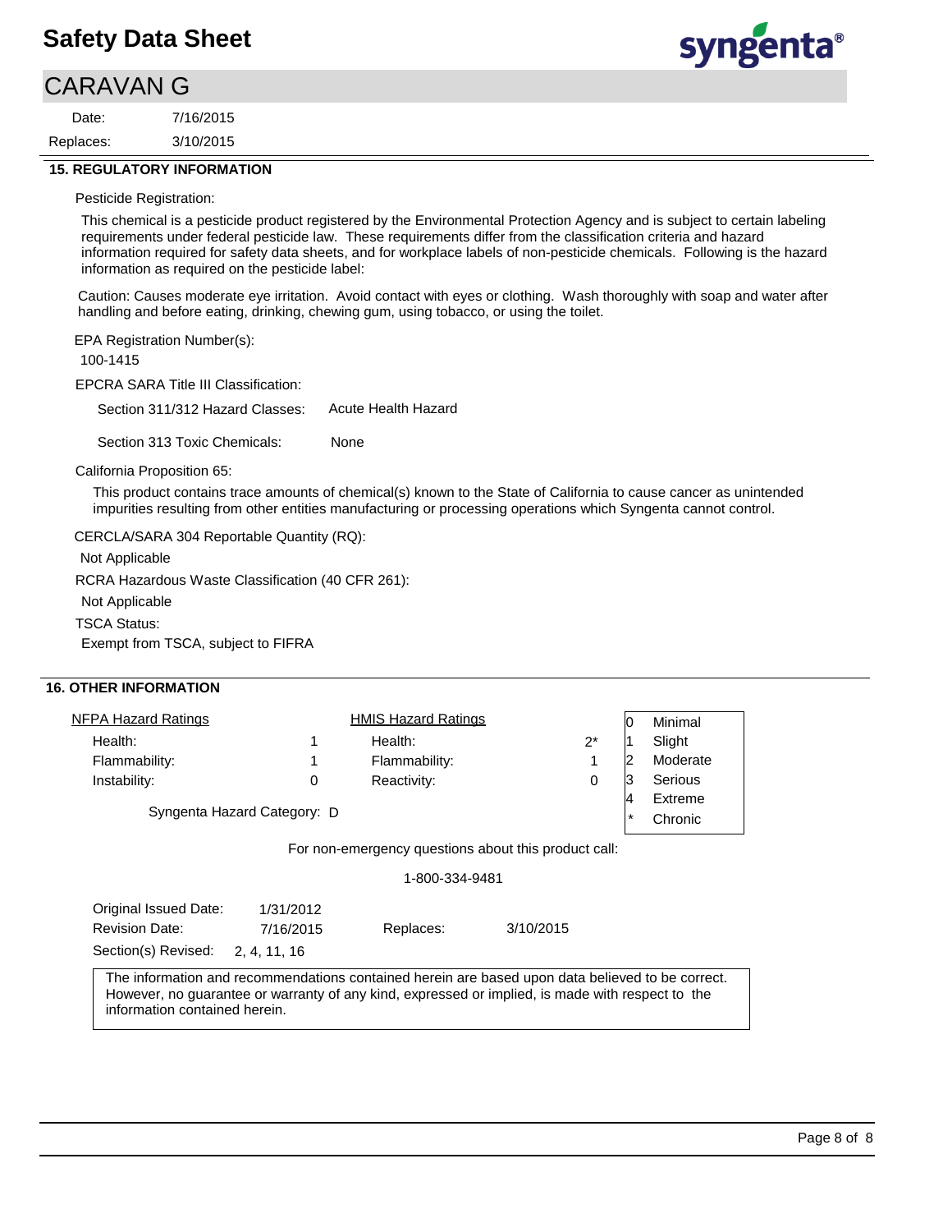# Safety Data Sheet

## CARAVAN G

Date: 7/16/2015
Replaces: 3/10/2015

### 15. REGULATORY INFORMATION

Pesticide Registration:

This chemical is a pesticide product registered by the Environmental Protection Agency and is subject to certain labeling requirements under federal pesticide law. These requirements differ from the classification criteria and hazard information required for safety data sheets, and for workplace labels of non-pesticide chemicals. Following is the hazard information as required on the pesticide label:

Caution: Causes moderate eye irritation. Avoid contact with eyes or clothing. Wash thoroughly with soap and water after handling and before eating, drinking, chewing gum, using tobacco, or using the toilet.

EPA Registration Number(s):

100-1415

EPCRA SARA Title III Classification:

Section 311/312 Hazard Classes: Acute Health Hazard

Section 313 Toxic Chemicals: None

California Proposition 65:

This product contains trace amounts of chemical(s) known to the State of California to cause cancer as unintended impurities resulting from other entities manufacturing or processing operations which Syngenta cannot control.

CERCLA/SARA 304 Reportable Quantity (RQ):

Not Applicable

RCRA Hazardous Waste Classification (40 CFR 261):

Not Applicable

TSCA Status:

Exempt from TSCA, subject to FIFRA

### 16. OTHER INFORMATION

| NFPA Hazard Ratings | | HMIS Hazard Ratings | | | |
|---|---|---|---|---|---|
| Health: | 1 | Health: | 2* | 0 | Minimal |
| Flammability: | 1 | Flammability: | 1 | 1 | Slight |
| Instability: | 0 | Reactivity: | 0 | 2 | Moderate |
| | | | | 3 | Serious |
| | | | | 4 | Extreme |
| | | | | * | Chronic |

Syngenta Hazard Category: D

For non-emergency questions about this product call:

1-800-334-9481

Original Issued Date: 1/31/2012
Revision Date: 7/16/2015 Replaces: 3/10/2015
Section(s) Revised: 2, 4, 11, 16

The information and recommendations contained herein are based upon data believed to be correct. However, no guarantee or warranty of any kind, expressed or implied, is made with respect to the information contained herein.